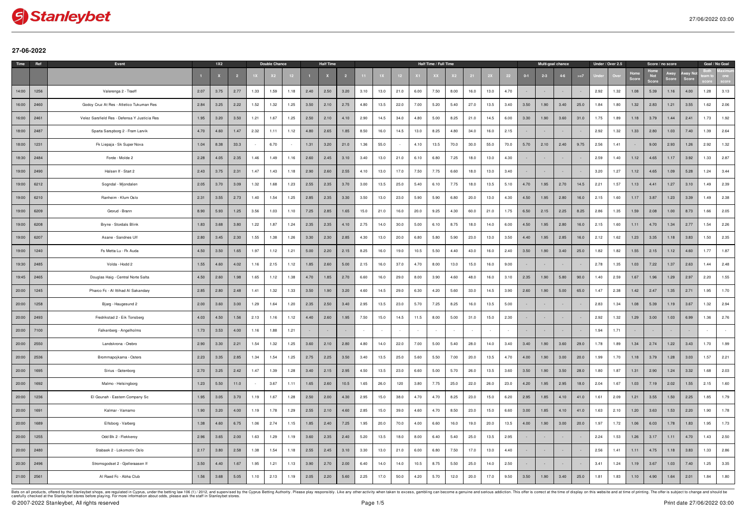## 27-06-2022

| Time | Ref | Event | 1X2 | | | Double Chance | | | Half Time | | | Half Time / Full Time | | | | | | | | | Multi-goal chance | | | | Under / Over 2.5 | | Score / no score | | | | Goal / No Goal | |
|---|---|---|---|---|---|---|---|---|---|---|---|---|---|---|---|---|---|---|---|---|---|---|---|---|---|---|---|---|---|---|---|---|
| | | | 1 | X | 2 | 1X | X2 | 12 | 1 | X | 2 | 11 | 1X | 12 | X1 | XX | X2 | 21 | 2X | 22 | 0-1 | 2-3 | 4-6 | >=7 | Under | Over | Home Score | Home Not Score | Away Score | Away Not Score | Both team to score | Maximum one score |
| 14:00 | 1256 | Valerenga 2 - Traeff | 2.07 | 3.75 | 2.77 | 1.33 | 1.59 | 1.18 | 2.40 | 2.50 | 3.20 | 3.10 | 13.0 | 21.0 | 6.00 | 7.50 | 8.00 | 16.0 | 13.0 | 4.70 | - | - | - | - | 2.92 | 1.32 | 1.08 | 5.39 | 1.16 | 4.00 | 1.28 | 3.13 |
| 16:00 | 2460 | Godoy Cruz At Res - Atletico Tukuman Res | 2.84 | 3.25 | 2.22 | 1.52 | 1.32 | 1.25 | 3.50 | 2.10 | 2.75 | 4.80 | 13.5 | 22.0 | 7.00 | 5.20 | 5.40 | 27.0 | 13.5 | 3.40 | 3.50 | 1.90 | 3.40 | 25.0 | 1.84 | 1.80 | 1.32 | 2.83 | 1.21 | 3.55 | 1.62 | 2.06 |
| 16:00 | 2461 | Velez Sarsfield Res - Defensa Y Justicia Res | 1.95 | 3.20 | 3.50 | 1.21 | 1.67 | 1.25 | 2.50 | 2.10 | 4.10 | 2.90 | 14.5 | 34.0 | 4.80 | 5.00 | 8.25 | 21.0 | 14.5 | 6.00 | 3.30 | 1.90 | 3.60 | 31.0 | 1.75 | 1.89 | 1.18 | 3.79 | 1.44 | 2.41 | 1.73 | 1.92 |
| 18:00 | 2487 | Sparta Sarpsborg 2 - Fram Larvik | 4.70 | 4.60 | 1.47 | 2.32 | 1.11 | 1.12 | 4.80 | 2.65 | 1.85 | 8.50 | 16.0 | 14.5 | 13.0 | 8.25 | 4.80 | 34.0 | 16.0 | 2.15 | - | - | - | - | 2.92 | 1.32 | 1.33 | 2.80 | 1.03 | 7.40 | 1.39 | 2.64 |
| 18:00 | 1231 | Fk Liepaja - Sk Super Nova | 1.04 | 8.38 | 33.3 | - | 6.70 | - | 1.31 | 3.20 | 21.0 | 1.36 | 55.0 | - | 4.10 | 13.5 | 70.0 | 30.0 | 55.0 | 70.0 | 5.70 | 2.10 | 2.40 | 9.75 | 2.56 | 1.41 | - | 9.00 | 2.93 | 1.26 | 2.92 | 1.32 |
| 18:30 | 2484 | Forde - Molde 2 | 2.28 | 4.05 | 2.35 | 1.46 | 1.49 | 1.16 | 2.60 | 2.45 | 3.10 | 3.40 | 13.0 | 21.0 | 6.10 | 6.80 | 7.25 | 18.0 | 13.0 | 4.30 | - | - | - | - | 2.59 | 1.40 | 1.12 | 4.65 | 1.17 | 3.92 | 1.33 | 2.87 |
| 19:00 | 2490 | Halsen If - Start 2 | 2.43 | 3.75 | 2.31 | 1.47 | 1.43 | 1.18 | 2.90 | 2.60 | 2.55 | 4.10 | 13.0 | 17.0 | 7.50 | 7.75 | 6.60 | 18.0 | 13.0 | 3.40 | - | - | - | - | 3.20 | 1.27 | 1.12 | 4.65 | 1.09 | 5.28 | 1.24 | 3.44 |
| 19:00 | 6212 | Sogndal - Mjondalen | 2.05 | 3.70 | 3.09 | 1.32 | 1.68 | 1.23 | 2.55 | 2.35 | 3.70 | 3.00 | 13.5 | 25.0 | 5.40 | 6.10 | 7.75 | 18.0 | 13.5 | 5.10 | 4.70 | 1.95 | 2.70 | 14.5 | 2.21 | 1.57 | 1.13 | 4.41 | 1.27 | 3.10 | 1.49 | 2.39 |
| 19:00 | 6210 | Ranheim - Kfum Oslo | 2.31 | 3.55 | 2.73 | 1.40 | 1.54 | 1.25 | 2.85 | 2.35 | 3.30 | 3.50 | 13.0 | 23.0 | 5.90 | 5.90 | 6.80 | 20.0 | 13.0 | 4.30 | 4.50 | 1.95 | 2.80 | 16.0 | 2.15 | 1.60 | 1.17 | 3.87 | 1.23 | 3.39 | 1.49 | 2.38 |
| 19:00 | 6209 | Grorud - Brann | 8.90 | 5.93 | 1.25 | 3.56 | 1.03 | 1.10 | 7.25 | 2.85 | 1.65 | 15.0 | 21.0 | 16.0 | 20.0 | 9.25 | 4.30 | 60.0 | 21.0 | 1.75 | 6.50 | 2.15 | 2.25 | 8.25 | 2.86 | 1.35 | 1.59 | 2.08 | 1.00 | 8.73 | 1.66 | 2.05 |
| 19:00 | 6208 | Bryne - Stordals Blink | 1.83 | 3.68 | 3.80 | 1.22 | 1.87 | 1.24 | 2.35 | 2.35 | 4.10 | 2.75 | 14.0 | 30.0 | 5.00 | 6.10 | 8.75 | 18.0 | 14.0 | 6.00 | 4.50 | 1.95 | 2.80 | 16.0 | 2.15 | 1.60 | 1.11 | 4.70 | 1.34 | 2.77 | 1.54 | 2.26 |
| 19:00 | 6207 | Asane - Sandnes Ulf | 2.80 | 3.45 | 2.30 | 1.55 | 1.38 | 1.26 | 3.30 | 2.30 | 2.85 | 4.30 | 13.0 | 20.0 | 6.80 | 5.80 | 5.90 | 23.0 | 13.0 | 3.50 | 4.40 | 1.95 | 2.85 | 16.0 | 2.12 | 1.62 | 1.23 | 3.35 | 1.18 | 3.83 | 1.50 | 2.35 |
| 19:00 | 1240 | Fs Metta Lu - Fk Auda | 4.50 | 3.50 | 1.65 | 1.97 | 1.12 | 1.21 | 5.00 | 2.20 | 2.15 | 8.25 | 16.0 | 19.0 | 10.5 | 5.50 | 4.40 | 43.0 | 16.0 | 2.40 | 3.50 | 1.90 | 3.40 | 25.0 | 1.82 | 1.82 | 1.55 | 2.15 | 1.12 | 4.60 | 1.77 | 1.87 |
| 19:30 | 2485 | Volda - Hodd 2 | 1.55 | 4.60 | 4.02 | 1.16 | 2.15 | 1.12 | 1.85 | 2.60 | 5.00 | 2.15 | 16.0 | 37.0 | 4.70 | 8.00 | 13.0 | 15.0 | 16.0 | 9.00 | - | - | - | - | 2.78 | 1.35 | 1.03 | 7.22 | 1.37 | 2.63 | 1.44 | 2.48 |
| 19:45 | 2465 | Douglas Haig - Central Norte Salta | 4.50 | 2.60 | 1.98 | 1.65 | 1.12 | 1.38 | 4.70 | 1.85 | 2.70 | 6.60 | 16.0 | 29.0 | 8.00 | 3.90 | 4.60 | 48.0 | 16.0 | 3.10 | 2.35 | 1.90 | 5.80 | 90.0 | 1.40 | 2.59 | 1.67 | 1.96 | 1.29 | 2.97 | 2.20 | 1.55 |
| 20:00 | 1245 | Pharco Fc - Al Ittihad Al Sakandary | 2.85 | 2.80 | 2.48 | 1.41 | 1.32 | 1.33 | 3.50 | 1.90 | 3.20 | 4.60 | 14.5 | 29.0 | 6.30 | 4.20 | 5.60 | 33.0 | 14.5 | 3.90 | 2.60 | 1.90 | 5.00 | 65.0 | 1.47 | 2.38 | 1.42 | 2.47 | 1.35 | 2.71 | 1.95 | 1.70 |
| 20:00 | 1258 | Bjarg - Haugesund 2 | 2.00 | 3.60 | 3.00 | 1.29 | 1.64 | 1.20 | 2.35 | 2.50 | 3.40 | 2.95 | 13.5 | 23.0 | 5.70 | 7.25 | 8.25 | 16.0 | 13.5 | 5.00 | - | - | - | - | 2.83 | 1.34 | 1.08 | 5.39 | 1.19 | 3.67 | 1.32 | 2.94 |
| 20:00 | 2493 | Fredrikstad 2 - Eik Tonsberg | 4.03 | 4.50 | 1.56 | 2.13 | 1.16 | 1.12 | 4.40 | 2.60 | 1.95 | 7.50 | 15.0 | 14.5 | 11.5 | 8.00 | 5.00 | 31.0 | 15.0 | 2.30 | - | - | - | - | 2.92 | 1.32 | 1.29 | 3.00 | 1.03 | 6.99 | 1.36 | 2.76 |
| 20:00 | 7100 | Falkenberg - Angelholms | 1.73 | 3.53 | 4.00 | 1.16 | 1.88 | 1.21 | - | - | - | - | - | - | - | - | - | - | - | - | - | - | - | - | 1.94 | 1.71 | - | - | - | - | - | - |
| 20:00 | 2550 | Landskrona - Orebro | 2.90 | 3.30 | 2.21 | 1.54 | 1.32 | 1.25 | 3.60 | 2.10 | 2.80 | 4.80 | 14.0 | 22.0 | 7.00 | 5.00 | 5.40 | 28.0 | 14.0 | 3.40 | 3.40 | 1.90 | 3.60 | 29.0 | 1.78 | 1.89 | 1.34 | 2.74 | 1.22 | 3.43 | 1.70 | 1.99 |
| 20:00 | 2536 | Brommapojkarna - Osters | 2.23 | 3.35 | 2.85 | 1.34 | 1.54 | 1.25 | 2.75 | 2.25 | 3.50 | 3.40 | 13.5 | 25.0 | 5.60 | 5.50 | 7.00 | 20.0 | 13.5 | 4.70 | 4.00 | 1.90 | 3.00 | 20.0 | 1.99 | 1.70 | 1.18 | 3.79 | 1.28 | 3.03 | 1.57 | 2.21 |
| 20:00 | 1695 | Sirius - Gotenborg | 2.70 | 3.25 | 2.42 | 1.47 | 1.39 | 1.28 | 3.40 | 2.15 | 2.95 | 4.50 | 13.5 | 23.0 | 6.60 | 5.00 | 5.70 | 26.0 | 13.5 | 3.60 | 3.50 | 1.90 | 3.50 | 28.0 | 1.80 | 1.87 | 1.31 | 2.90 | 1.24 | 3.32 | 1.68 | 2.03 |
| 20:00 | 1692 | Malmo - Helsingborg | 1.23 | 5.50 | 11.0 | - | 3.67 | 1.11 | 1.65 | 2.60 | 10.5 | 1.65 | 26.0 | 120 | 3.80 | 7.75 | 25.0 | 22.0 | 26.0 | 23.0 | 4.20 | 1.95 | 2.95 | 18.0 | 2.04 | 1.67 | 1.03 | 7.19 | 2.02 | 1.55 | 2.15 | 1.60 |
| 20:00 | 1236 | El Gounah - Eastern Company Sc | 1.95 | 3.05 | 3.70 | 1.19 | 1.67 | 1.28 | 2.50 | 2.00 | 4.30 | 2.95 | 15.0 | 38.0 | 4.70 | 4.70 | 8.25 | 23.0 | 15.0 | 6.20 | 2.95 | 1.85 | 4.10 | 41.0 | 1.61 | 2.09 | 1.21 | 3.55 | 1.50 | 2.25 | 1.85 | 1.79 |
| 20:00 | 1691 | Kalmar - Varnamo | 1.90 | 3.20 | 4.00 | 1.19 | 1.78 | 1.29 | 2.55 | 2.10 | 4.60 | 2.85 | 15.0 | 39.0 | 4.60 | 4.70 | 8.50 | 23.0 | 15.0 | 6.60 | 3.00 | 1.85 | 4.10 | 41.0 | 1.63 | 2.10 | 1.20 | 3.63 | 1.53 | 2.20 | 1.90 | 1.78 |
| 20:00 | 1689 | Elfsborg - Varberg | 1.38 | 4.60 | 6.75 | 1.06 | 2.74 | 1.15 | 1.85 | 2.40 | 7.25 | 1.95 | 20.0 | 70.0 | 4.00 | 6.60 | 16.0 | 19.0 | 20.0 | 13.5 | 4.00 | 1.90 | 3.00 | 20.0 | 1.97 | 1.72 | 1.06 | 6.03 | 1.78 | 1.83 | 1.95 | 1.73 |
| 20:00 | 1255 | Odd Bk 2 - Flekkeroy | 2.96 | 3.65 | 2.00 | 1.63 | 1.29 | 1.19 | 3.60 | 2.35 | 2.40 | 5.20 | 13.5 | 18.0 | 8.00 | 6.40 | 5.40 | 25.0 | 13.5 | 2.95 | - | - | - | - | 2.24 | 1.53 | 1.26 | 3.17 | 1.11 | 4.70 | 1.43 | 2.50 |
| 20:00 | 2480 | Stabaek 2 - Lokomotiv Oslo | 2.17 | 3.80 | 2.58 | 1.38 | 1.54 | 1.18 | 2.55 | 2.45 | 3.10 | 3.30 | 13.0 | 21.0 | 6.00 | 6.80 | 7.50 | 17.0 | 13.0 | 4.40 | - | - | - | - | 2.56 | 1.41 | 1.11 | 4.75 | 1.18 | 3.83 | 1.33 | 2.86 |
| 20:30 | 2496 | Stromsgodset 2 - Gjelleraasen If | 3.50 | 4.40 | 1.67 | 1.95 | 1.21 | 1.13 | 3.90 | 2.70 | 2.00 | 6.40 | 14.0 | 14.0 | 10.5 | 8.75 | 5.50 | 25.0 | 14.0 | 2.50 | - | - | - | - | 3.41 | 1.24 | 1.19 | 3.67 | 1.03 | 7.40 | 1.25 | 3.35 |
| 21:00 | 2561 | Al Raed Fc - Abha Club | 1.56 | 3.68 | 5.05 | 1.10 | 2.13 | 1.19 | 2.05 | 2.20 | 5.60 | 2.25 | 17.0 | 50.0 | 4.20 | 5.70 | 12.0 | 20.0 | 17.0 | 9.50 | 3.50 | 1.90 | 3.40 | 25.0 | 1.81 | 1.83 | 1.10 | 4.90 | 1.64 | 2.01 | 1.84 | 1.80 |

Bets on all products, offered by the Stanleybet shops, are regulated in Cyprus, under the betting law 106 (I) / 2012, and supervised by the Cyprus Betting Authority. Please play responsibly. Like any other activity when taken to excess, gambling can become a genuine and serious addiction. This offer is correct at the time of display on this website and at time of printing. The offer is subject to change and should be carefully checked at the Stanleybet stores before playing. For more information about odds, please ask the staff in Stanleybet stores.

© 2007-2022 Stanleybet, All rights reserved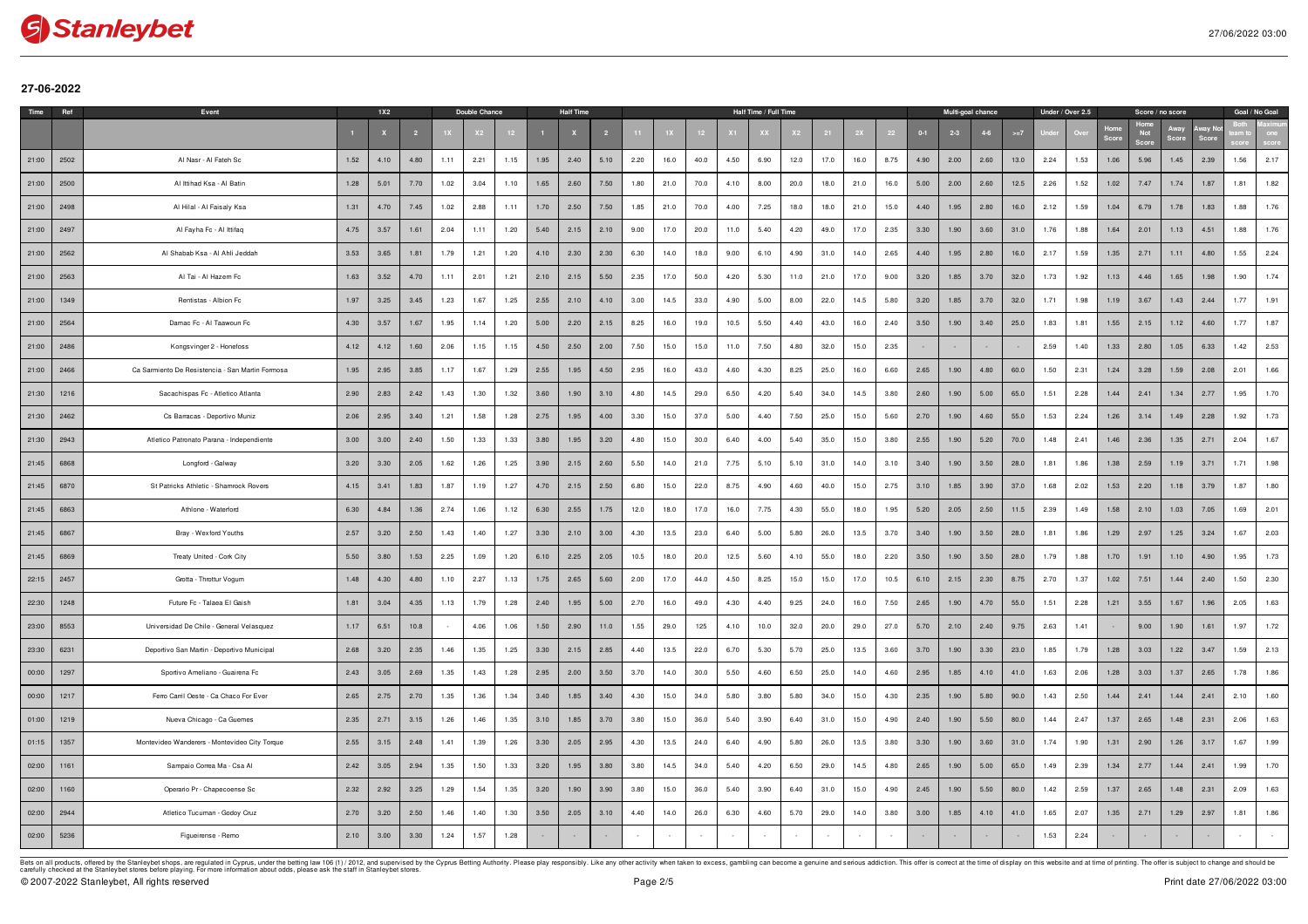## 27-06-2022

| Time | Ref | Event | 1X2 | | | Double Chance | | | Half Time | | | Half Time / Full Time | | | | | | | | | Multi-goal chance | | | | Under / Over 2.5 | | Score / no score | | | | Goal / No Goal | |
|---|---|---|---|---|---|---|---|---|---|---|---|---|---|---|---|---|---|---|---|---|---|---|---|---|---|---|---|---|---|---|---|---|
| | | | 1 | X | 2 | 1X | X2 | 12 | 1 | X | 2 | 11 | 1X | 12 | X1 | XX | X2 | 21 | 2X | 22 | 0-1 | 2-3 | 4-6 | >=7 | Under | Over | Home Score | Home Not Score | Away Score | Away Not Score | Both team to score | Maximum one score |
| 21:00 | 2502 | Al Nasr - Al Fateh Sc | 1.52 | 4.10 | 4.80 | 1.11 | 2.21 | 1.15 | 1.95 | 2.40 | 5.10 | 2.20 | 16.0 | 40.0 | 4.50 | 6.90 | 12.0 | 17.0 | 16.0 | 8.75 | 4.90 | 2.00 | 2.60 | 13.0 | 2.24 | 1.53 | 1.06 | 5.96 | 1.45 | 2.39 | 1.56 | 2.17 |
| 21:00 | 2500 | Al Ittihad Ksa - Al Batin | 1.28 | 5.01 | 7.70 | 1.02 | 3.04 | 1.10 | 1.65 | 2.60 | 7.50 | 1.80 | 21.0 | 70.0 | 4.10 | 8.00 | 20.0 | 18.0 | 21.0 | 16.0 | 5.00 | 2.00 | 2.60 | 12.5 | 2.26 | 1.52 | 1.02 | 7.47 | 1.74 | 1.87 | 1.81 | 1.82 |
| 21:00 | 2498 | Al Hilal - Al Faisaly Ksa | 1.31 | 4.70 | 7.45 | 1.02 | 2.88 | 1.11 | 1.70 | 2.50 | 7.50 | 1.85 | 21.0 | 70.0 | 4.00 | 7.25 | 18.0 | 18.0 | 21.0 | 15.0 | 4.40 | 1.95 | 2.80 | 16.0 | 2.12 | 1.59 | 1.04 | 6.79 | 1.78 | 1.83 | 1.88 | 1.76 |
| 21:00 | 2497 | Al Fayha Fc - Al Ittifaq | 4.75 | 3.57 | 1.61 | 2.04 | 1.11 | 1.20 | 5.40 | 2.15 | 2.10 | 9.00 | 17.0 | 20.0 | 11.0 | 5.40 | 4.20 | 49.0 | 17.0 | 2.35 | 3.30 | 1.90 | 3.60 | 31.0 | 1.76 | 1.88 | 1.64 | 2.01 | 1.13 | 4.51 | 1.88 | 1.76 |
| 21:00 | 2562 | Al Shabab Ksa - Al Ahli Jeddah | 3.53 | 3.65 | 1.81 | 1.79 | 1.21 | 1.20 | 4.10 | 2.30 | 2.30 | 6.30 | 14.0 | 18.0 | 9.00 | 6.10 | 4.90 | 31.0 | 14.0 | 2.65 | 4.40 | 1.95 | 2.80 | 16.0 | 2.17 | 1.59 | 1.35 | 2.71 | 1.11 | 4.80 | 1.55 | 2.24 |
| 21:00 | 2563 | Al Tai - Al Hazem Fc | 1.63 | 3.52 | 4.70 | 1.11 | 2.01 | 1.21 | 2.10 | 2.15 | 5.50 | 2.35 | 17.0 | 50.0 | 4.20 | 5.30 | 11.0 | 21.0 | 17.0 | 9.00 | 3.20 | 1.85 | 3.70 | 32.0 | 1.73 | 1.92 | 1.13 | 4.46 | 1.65 | 1.98 | 1.90 | 1.74 |
| 21:00 | 1349 | Rentistas - Albion Fc | 1.97 | 3.25 | 3.45 | 1.23 | 1.67 | 1.25 | 2.55 | 2.10 | 4.10 | 3.00 | 14.5 | 33.0 | 4.90 | 5.00 | 8.00 | 22.0 | 14.5 | 5.80 | 3.20 | 1.85 | 3.70 | 32.0 | 1.71 | 1.98 | 1.19 | 3.67 | 1.43 | 2.44 | 1.77 | 1.91 |
| 21:00 | 2564 | Damac Fc - Al Taawoun Fc | 4.30 | 3.57 | 1.67 | 1.95 | 1.14 | 1.20 | 5.00 | 2.20 | 2.15 | 8.25 | 16.0 | 19.0 | 10.5 | 5.50 | 4.40 | 43.0 | 16.0 | 2.40 | 3.50 | 1.90 | 3.40 | 25.0 | 1.83 | 1.81 | 1.55 | 2.15 | 1.12 | 4.60 | 1.77 | 1.87 |
| 21:00 | 2486 | Kongsvinger 2 - Honefoss | 4.12 | 4.12 | 1.60 | 2.06 | 1.15 | 1.15 | 4.50 | 2.50 | 2.00 | 7.50 | 15.0 | 15.0 | 11.0 | 7.50 | 4.80 | 32.0 | 15.0 | 2.35 | - | - | - | - | 2.59 | 1.40 | 1.33 | 2.80 | 1.05 | 6.33 | 1.42 | 2.53 |
| 21:00 | 2466 | Ca Sarmiento De Resistencia - San Martin Formosa | 1.95 | 2.95 | 3.85 | 1.17 | 1.67 | 1.29 | 2.55 | 1.95 | 4.50 | 2.95 | 16.0 | 43.0 | 4.60 | 4.30 | 8.25 | 25.0 | 16.0 | 6.60 | 2.65 | 1.90 | 4.80 | 60.0 | 1.50 | 2.31 | 1.24 | 3.28 | 1.59 | 2.08 | 2.01 | 1.66 |
| 21:30 | 1216 | Sacachispas Fc - Atletico Atlanta | 2.90 | 2.83 | 2.42 | 1.43 | 1.30 | 1.32 | 3.60 | 1.90 | 3.10 | 4.80 | 14.5 | 29.0 | 6.50 | 4.20 | 5.40 | 34.0 | 14.5 | 3.80 | 2.60 | 1.90 | 5.00 | 65.0 | 1.51 | 2.28 | 1.44 | 2.41 | 1.34 | 2.77 | 1.95 | 1.70 |
| 21:30 | 2462 | Cs Barracas - Deportivo Muniz | 2.06 | 2.95 | 3.40 | 1.21 | 1.58 | 1.28 | 2.75 | 1.95 | 4.00 | 3.30 | 15.0 | 37.0 | 5.00 | 4.40 | 7.50 | 25.0 | 15.0 | 5.60 | 2.70 | 1.90 | 4.60 | 55.0 | 1.53 | 2.24 | 1.26 | 3.14 | 1.49 | 2.28 | 1.92 | 1.73 |
| 21:30 | 2943 | Atletico Patronato Parana - Independiente | 3.00 | 3.00 | 2.40 | 1.50 | 1.33 | 1.33 | 3.80 | 1.95 | 3.20 | 4.80 | 15.0 | 30.0 | 6.40 | 4.00 | 5.40 | 35.0 | 15.0 | 3.80 | 2.55 | 1.90 | 5.20 | 70.0 | 1.48 | 2.41 | 1.46 | 2.36 | 1.35 | 2.71 | 2.04 | 1.67 |
| 21:45 | 6868 | Longford - Galway | 3.20 | 3.30 | 2.05 | 1.62 | 1.26 | 1.25 | 3.90 | 2.15 | 2.60 | 5.50 | 14.0 | 21.0 | 7.75 | 5.10 | 5.10 | 31.0 | 14.0 | 3.10 | 3.40 | 1.90 | 3.50 | 28.0 | 1.81 | 1.86 | 1.38 | 2.59 | 1.19 | 3.71 | 1.71 | 1.98 |
| 21:45 | 6870 | St Patricks Athletic - Shamrock Rovers | 4.15 | 3.41 | 1.83 | 1.87 | 1.19 | 1.27 | 4.70 | 2.15 | 2.50 | 6.80 | 15.0 | 22.0 | 8.75 | 4.90 | 4.60 | 40.0 | 15.0 | 2.75 | 3.10 | 1.85 | 3.90 | 37.0 | 1.68 | 2.02 | 1.53 | 2.20 | 1.18 | 3.79 | 1.87 | 1.80 |
| 21:45 | 6863 | Athlone - Waterford | 6.30 | 4.84 | 1.36 | 2.74 | 1.06 | 1.12 | 6.30 | 2.55 | 1.75 | 12.0 | 18.0 | 17.0 | 16.0 | 7.75 | 4.30 | 55.0 | 18.0 | 1.95 | 5.20 | 2.05 | 2.50 | 11.5 | 2.39 | 1.49 | 1.58 | 2.10 | 1.03 | 7.05 | 1.69 | 2.01 |
| 21:45 | 6867 | Bray - Wexford Youths | 2.57 | 3.20 | 2.50 | 1.43 | 1.40 | 1.27 | 3.30 | 2.10 | 3.00 | 4.30 | 13.5 | 23.0 | 6.40 | 5.00 | 5.80 | 26.0 | 13.5 | 3.70 | 3.40 | 1.90 | 3.50 | 28.0 | 1.81 | 1.86 | 1.29 | 2.97 | 1.25 | 3.24 | 1.67 | 2.03 |
| 21:45 | 6869 | Treaty United - Cork City | 5.50 | 3.80 | 1.53 | 2.25 | 1.09 | 1.20 | 6.10 | 2.25 | 2.05 | 10.5 | 18.0 | 20.0 | 12.5 | 5.60 | 4.10 | 55.0 | 18.0 | 2.20 | 3.50 | 1.90 | 3.50 | 28.0 | 1.79 | 1.88 | 1.70 | 1.91 | 1.10 | 4.90 | 1.95 | 1.73 |
| 22:15 | 2457 | Grotta - Throttur Vogum | 1.48 | 4.30 | 4.80 | 1.10 | 2.27 | 1.13 | 1.75 | 2.65 | 5.60 | 2.00 | 17.0 | 44.0 | 4.50 | 8.25 | 15.0 | 15.0 | 17.0 | 10.5 | 6.10 | 2.15 | 2.30 | 8.75 | 2.70 | 1.37 | 1.02 | 7.51 | 1.44 | 2.40 | 1.50 | 2.30 |
| 22:30 | 1248 | Future Fc - Talaea El Gaish | 1.81 | 3.04 | 4.35 | 1.13 | 1.79 | 1.28 | 2.40 | 1.95 | 5.00 | 2.70 | 16.0 | 49.0 | 4.30 | 4.40 | 9.25 | 24.0 | 16.0 | 7.50 | 2.65 | 1.90 | 4.70 | 55.0 | 1.51 | 2.28 | 1.21 | 3.55 | 1.67 | 1.96 | 2.05 | 1.63 |
| 23:00 | 8553 | Universidad De Chile - General Velasquez | 1.17 | 6.51 | 10.8 | - | 4.06 | 1.06 | 1.50 | 2.90 | 11.0 | 1.55 | 29.0 | 125 | 4.10 | 10.0 | 32.0 | 20.0 | 29.0 | 27.0 | 5.70 | 2.10 | 2.40 | 9.75 | 2.63 | 1.41 | - | 9.00 | 1.90 | 1.61 | 1.97 | 1.72 |
| 23:30 | 6231 | Deportivo San Martin - Deportivo Municipal | 2.68 | 3.20 | 2.35 | 1.46 | 1.35 | 1.25 | 3.30 | 2.15 | 2.85 | 4.40 | 13.5 | 22.0 | 6.70 | 5.30 | 5.70 | 25.0 | 13.5 | 3.60 | 3.70 | 1.90 | 3.30 | 23.0 | 1.85 | 1.79 | 1.28 | 3.03 | 1.22 | 3.47 | 1.59 | 2.13 |
| 00:00 | 1297 | Sportivo Ameliano - Guairena Fc | 2.43 | 3.05 | 2.69 | 1.35 | 1.43 | 1.28 | 2.95 | 2.00 | 3.50 | 3.70 | 14.0 | 30.0 | 5.50 | 4.60 | 6.50 | 25.0 | 14.0 | 4.60 | 2.95 | 1.85 | 4.10 | 41.0 | 1.63 | 2.06 | 1.28 | 3.03 | 1.37 | 2.65 | 1.78 | 1.86 |
| 00:00 | 1217 | Ferro Caril Oeste - Ca Chaco For Ever | 2.65 | 2.75 | 2.70 | 1.35 | 1.36 | 1.34 | 3.40 | 1.85 | 3.40 | 4.30 | 15.0 | 34.0 | 5.80 | 3.80 | 5.80 | 34.0 | 15.0 | 4.30 | 2.35 | 1.90 | 5.80 | 90.0 | 1.43 | 2.50 | 1.44 | 2.41 | 1.44 | 2.41 | 2.10 | 1.60 |
| 01:00 | 1219 | Nueva Chicago - Ca Guemes | 2.35 | 2.71 | 3.15 | 1.26 | 1.46 | 1.35 | 3.10 | 1.85 | 3.70 | 3.80 | 15.0 | 36.0 | 5.40 | 3.90 | 6.40 | 31.0 | 15.0 | 4.90 | 2.40 | 1.90 | 5.50 | 80.0 | 1.44 | 2.47 | 1.37 | 2.65 | 1.48 | 2.31 | 2.06 | 1.63 |
| 01:15 | 1357 | Montevideo Wanderers - Montevideo City Torque | 2.55 | 3.15 | 2.48 | 1.41 | 1.39 | 1.26 | 3.30 | 2.05 | 2.95 | 4.30 | 13.5 | 24.0 | 6.40 | 4.90 | 5.80 | 26.0 | 13.5 | 3.80 | 3.30 | 1.90 | 3.60 | 31.0 | 1.74 | 1.90 | 1.31 | 2.90 | 1.26 | 3.17 | 1.67 | 1.99 |
| 02:00 | 1161 | Sampaio Correa Ma - Csa Al | 2.42 | 3.05 | 2.94 | 1.35 | 1.50 | 1.33 | 3.20 | 1.95 | 3.80 | 3.80 | 14.5 | 34.0 | 5.40 | 4.20 | 6.50 | 29.0 | 14.5 | 4.80 | 2.65 | 1.90 | 5.00 | 65.0 | 1.49 | 2.39 | 1.34 | 2.77 | 1.44 | 2.41 | 1.99 | 1.70 |
| 02:00 | 1160 | Operario Pr - Chapecoense Sc | 2.32 | 2.92 | 3.25 | 1.29 | 1.54 | 1.35 | 3.20 | 1.90 | 3.90 | 3.80 | 15.0 | 36.0 | 5.40 | 3.90 | 6.40 | 31.0 | 15.0 | 4.90 | 2.45 | 1.90 | 5.50 | 80.0 | 1.42 | 2.59 | 1.37 | 2.65 | 1.48 | 2.31 | 2.09 | 1.63 |
| 02:00 | 2944 | Atletico Tucuman - Godoy Cruz | 2.70 | 3.20 | 2.50 | 1.46 | 1.40 | 1.30 | 3.50 | 2.05 | 3.10 | 4.40 | 14.0 | 26.0 | 6.30 | 4.60 | 5.70 | 29.0 | 14.0 | 3.80 | 3.00 | 1.85 | 4.10 | 41.0 | 1.65 | 2.07 | 1.35 | 2.71 | 1.29 | 2.97 | 1.81 | 1.86 |
| 02:00 | 5236 | Figueirense - Remo | 2.10 | 3.00 | 3.30 | 1.24 | 1.57 | 1.28 | - | - | - | - | - | - | - | - | - | - | - | - | - | - | - | - | 1.53 | 2.24 | - | - | - | - | - | - |

Bets on all products, offered by the Stanleybet shops, are regulated in Cyprus, under the betting law 106 (I) / 2012, and supervised by the Cyprus Betting Authority. Please play responsibly. Like any other activity when taken to excess, gambling can become a genuine and serious addiction. This offer is correct at the time of display on this website and at time of printing. The offer is subject to change and should be carefully checked at the Stanleybet stores before playing. For more information about odds, please ask the staff in Stanleybet stores.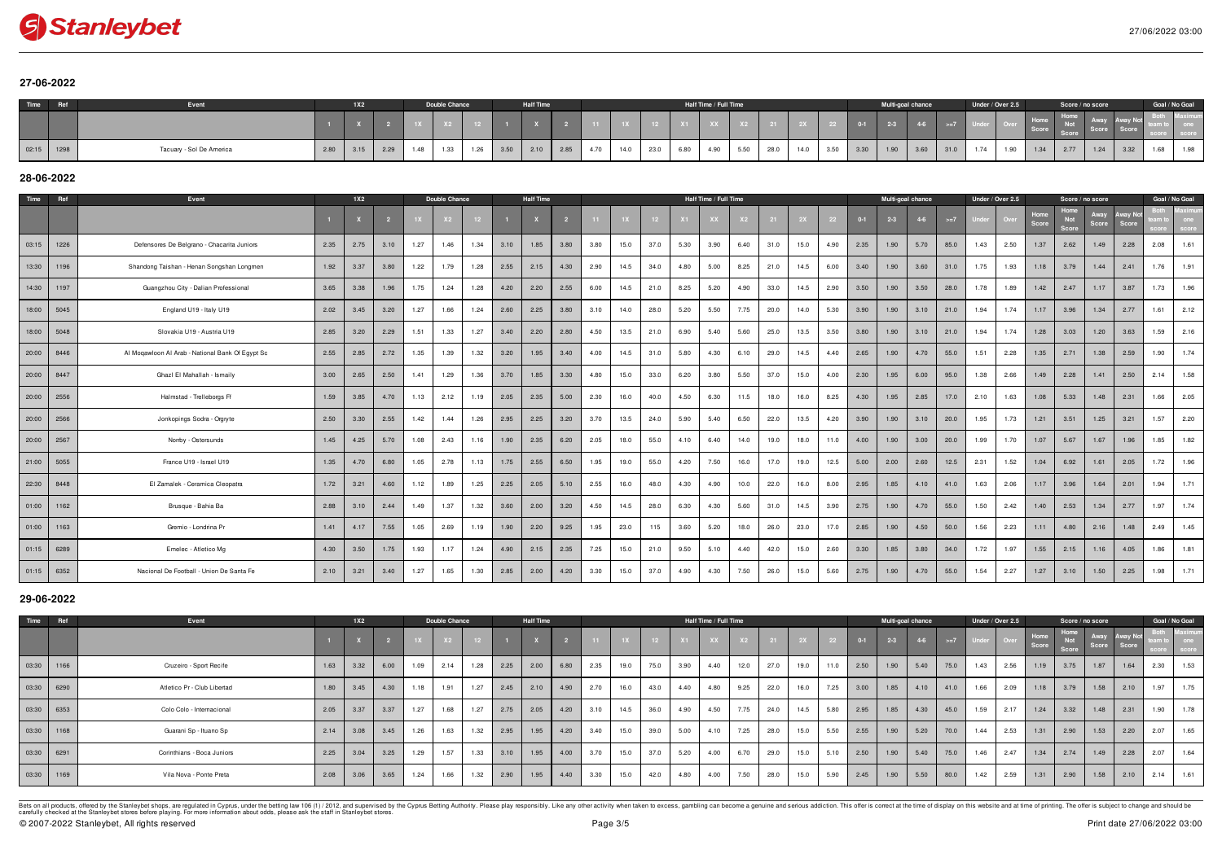## 27-06-2022

| Time | Ref | Event | 1X2 | | | Double Chance | | | Half Time | | | Half Time / Full Time | | | | | | | | | Multi-goal chance | | | | Under / Over 2.5 | | Score / no score | | | | Goal / No Goal | |
|---|---|---|---|---|---|---|---|---|---|---|---|---|---|---|---|---|---|---|---|---|---|---|---|---|---|---|---|---|---|---|---|---|
| | | | 1 | X | 2 | 1X | X2 | 12 | 1 | X | 2 | 11 | 1X | 12 | X1 | XX | X2 | 21 | 2X | 22 | 0-1 | 2-3 | 4-6 | >=7 | Under | Over | Home Score | Home Not Score | Away Score | Away Not Score | Both team to score | Maximum one score |
| 02:15 | 1298 | Tacuary - Sol De America | 2.80 | 3.15 | 2.29 | 1.48 | 1.33 | 1.26 | 3.50 | 2.10 | 2.85 | 4.70 | 14.0 | 23.0 | 6.80 | 4.90 | 5.50 | 28.0 | 14.0 | 3.50 | 3.30 | 1.90 | 3.60 | 31.0 | 1.74 | 1.90 | 1.34 | 2.77 | 1.24 | 3.32 | 1.68 | 1.98 |

## 28-06-2022

| Time | Ref | Event | 1X2 | | | Double Chance | | | Half Time | | | Half Time / Full Time | | | | | | | | | Multi-goal chance | | | | Under / Over 2.5 | | Score / no score | | | | Goal / No Goal | |
|---|---|---|---|---|---|---|---|---|---|---|---|---|---|---|---|---|---|---|---|---|---|---|---|---|---|---|---|---|---|---|---|---|
| | | | 1 | X | 2 | 1X | X2 | 12 | 1 | X | 2 | 11 | 1X | 12 | X1 | XX | X2 | 21 | 2X | 22 | 0-1 | 2-3 | 4-6 | >=7 | Under | Over | Home Score | Home Not Score | Away Score | Away Not Score | Both team to score | Maximum one score |
| 03:15 | 1226 | Defensores De Belgrano - Chacarita Juniors | 2.35 | 2.75 | 3.10 | 1.27 | 1.46 | 1.34 | 3.10 | 1.85 | 3.80 | 3.80 | 15.0 | 37.0 | 5.30 | 3.90 | 6.40 | 31.0 | 15.0 | 4.90 | 2.35 | 1.90 | 5.70 | 85.0 | 1.43 | 2.50 | 1.37 | 2.62 | 1.49 | 2.28 | 2.08 | 1.61 |
| 13:30 | 1196 | Shandong Taishan - Henan Songshan Longmen | 1.92 | 3.37 | 3.80 | 1.22 | 1.79 | 1.28 | 2.55 | 2.15 | 4.30 | 2.90 | 14.5 | 34.0 | 4.80 | 5.00 | 8.25 | 21.0 | 14.5 | 6.00 | 3.40 | 1.90 | 3.60 | 31.0 | 1.75 | 1.93 | 1.18 | 3.79 | 1.44 | 2.41 | 1.76 | 1.91 |
| 14:30 | 1197 | Guangzhou City - Dalian Professional | 3.65 | 3.38 | 1.96 | 1.75 | 1.24 | 1.28 | 4.20 | 2.20 | 2.55 | 6.00 | 14.5 | 21.0 | 8.25 | 5.20 | 4.90 | 33.0 | 14.5 | 2.90 | 3.50 | 1.90 | 3.50 | 28.0 | 1.78 | 1.89 | 1.42 | 2.47 | 1.17 | 3.87 | 1.73 | 1.96 |
| 18:00 | 5045 | England U19 - Italy U19 | 2.02 | 3.45 | 3.20 | 1.27 | 1.66 | 1.24 | 2.60 | 2.25 | 3.80 | 3.10 | 14.0 | 28.0 | 5.20 | 5.50 | 7.75 | 20.0 | 14.0 | 5.30 | 3.90 | 1.90 | 3.10 | 21.0 | 1.94 | 1.74 | 1.17 | 3.96 | 1.34 | 2.77 | 1.61 | 2.12 |
| 18:00 | 5048 | Slovakia U19 - Austria U19 | 2.85 | 3.20 | 2.29 | 1.51 | 1.33 | 1.27 | 3.40 | 2.20 | 2.80 | 4.50 | 13.5 | 21.0 | 6.90 | 5.40 | 5.60 | 25.0 | 13.5 | 3.50 | 3.80 | 1.90 | 3.10 | 21.0 | 1.94 | 1.74 | 1.28 | 3.03 | 1.20 | 3.63 | 1.59 | 2.16 |
| 20:00 | 8446 | Al Moqawloon Al Arab - National Bank Of Egypt Sc | 2.55 | 2.85 | 2.72 | 1.35 | 1.39 | 1.32 | 3.20 | 1.95 | 3.40 | 4.00 | 14.5 | 31.0 | 5.80 | 4.30 | 6.10 | 29.0 | 14.5 | 4.40 | 2.65 | 1.90 | 4.70 | 55.0 | 1.51 | 2.28 | 1.35 | 2.71 | 1.38 | 2.59 | 1.90 | 1.74 |
| 20:00 | 8447 | Ghazl El Mahallah - Ismaily | 3.00 | 2.65 | 2.50 | 1.41 | 1.29 | 1.36 | 3.70 | 1.85 | 3.30 | 4.80 | 15.0 | 33.0 | 6.20 | 3.80 | 5.50 | 37.0 | 15.0 | 4.00 | 2.30 | 1.95 | 6.00 | 95.0 | 1.38 | 2.66 | 1.49 | 2.28 | 1.41 | 2.50 | 2.14 | 1.58 |
| 20:00 | 2556 | Halmstad - Trelleborgs Ff | 1.59 | 3.85 | 4.70 | 1.13 | 2.12 | 1.19 | 2.05 | 2.35 | 5.00 | 2.30 | 16.0 | 40.0 | 4.50 | 6.30 | 11.5 | 18.0 | 16.0 | 8.25 | 4.30 | 1.95 | 2.85 | 17.0 | 2.10 | 1.63 | 1.08 | 5.33 | 1.48 | 2.31 | 1.66 | 2.05 |
| 20:00 | 2566 | Jonkopings Sodra - Orgryte | 2.50 | 3.30 | 2.55 | 1.42 | 1.44 | 1.26 | 2.95 | 2.25 | 3.20 | 3.70 | 13.5 | 24.0 | 5.90 | 5.40 | 6.50 | 22.0 | 13.5 | 4.20 | 3.90 | 1.90 | 3.10 | 20.0 | 1.95 | 1.73 | 1.21 | 3.51 | 1.25 | 3.21 | 1.57 | 2.20 |
| 20:00 | 2567 | Norrby - Ostersunds | 1.45 | 4.25 | 5.70 | 1.08 | 2.43 | 1.16 | 1.90 | 2.35 | 6.20 | 2.05 | 18.0 | 55.0 | 4.10 | 6.40 | 14.0 | 19.0 | 18.0 | 11.0 | 4.00 | 1.90 | 3.00 | 20.0 | 1.99 | 1.70 | 1.07 | 5.67 | 1.67 | 1.96 | 1.85 | 1.82 |
| 21:00 | 5055 | France U19 - Israel U19 | 1.35 | 4.70 | 6.80 | 1.05 | 2.78 | 1.13 | 1.75 | 2.55 | 6.50 | 1.95 | 19.0 | 55.0 | 4.20 | 7.50 | 16.0 | 17.0 | 19.0 | 12.5 | 5.00 | 2.00 | 2.60 | 12.5 | 2.31 | 1.52 | 1.04 | 6.92 | 1.61 | 2.05 | 1.72 | 1.96 |
| 22:30 | 8448 | El Zamalek - Ceramica Cleopatra | 1.72 | 3.21 | 4.60 | 1.12 | 1.89 | 1.25 | 2.25 | 2.05 | 5.10 | 2.55 | 16.0 | 48.0 | 4.30 | 4.90 | 10.0 | 22.0 | 16.0 | 8.00 | 2.95 | 1.85 | 4.10 | 41.0 | 1.63 | 2.06 | 1.17 | 3.96 | 1.64 | 2.01 | 1.94 | 1.71 |
| 01:00 | 1162 | Brusque - Bahia Ba | 2.88 | 3.10 | 2.44 | 1.49 | 1.37 | 1.32 | 3.60 | 2.00 | 3.20 | 4.50 | 14.5 | 28.0 | 6.30 | 4.30 | 5.60 | 31.0 | 14.5 | 3.90 | 2.75 | 1.90 | 4.70 | 55.0 | 1.50 | 2.42 | 1.40 | 2.53 | 1.34 | 2.77 | 1.97 | 1.74 |
| 01:00 | 1163 | Gremio - Londrina Pr | 1.41 | 4.17 | 7.55 | 1.05 | 2.69 | 1.19 | 1.90 | 2.20 | 9.25 | 1.95 | 23.0 | 115 | 3.60 | 5.20 | 18.0 | 26.0 | 23.0 | 17.0 | 2.85 | 1.90 | 4.50 | 50.0 | 1.56 | 2.23 | 1.11 | 4.80 | 2.16 | 1.48 | 2.49 | 1.45 |
| 01:15 | 6289 | Emelec - Atletico Mg | 4.30 | 3.50 | 1.75 | 1.93 | 1.17 | 1.24 | 4.90 | 2.15 | 2.35 | 7.25 | 15.0 | 21.0 | 9.50 | 5.10 | 4.40 | 42.0 | 15.0 | 2.60 | 3.30 | 1.85 | 3.80 | 34.0 | 1.72 | 1.97 | 1.55 | 2.15 | 1.16 | 4.05 | 1.86 | 1.81 |
| 01:15 | 6352 | Nacional De Football - Union De Santa Fe | 2.10 | 3.21 | 3.40 | 1.27 | 1.65 | 1.30 | 2.85 | 2.00 | 4.20 | 3.30 | 15.0 | 37.0 | 4.90 | 4.30 | 7.50 | 26.0 | 15.0 | 5.60 | 2.75 | 1.90 | 4.70 | 55.0 | 1.54 | 2.27 | 1.27 | 3.10 | 1.50 | 2.25 | 1.98 | 1.71 |

## 29-06-2022

| Time | Ref | Event | 1X2 | | | Double Chance | | | Half Time | | | Half Time / Full Time | | | | | | | | | Multi-goal chance | | | | Under / Over 2.5 | | Score / no score | | | | Goal / No Goal | |
|---|---|---|---|---|---|---|---|---|---|---|---|---|---|---|---|---|---|---|---|---|---|---|---|---|---|---|---|---|---|---|---|---|
| | | | 1 | X | 2 | 1X | X2 | 12 | 1 | X | 2 | 11 | 1X | 12 | X1 | XX | X2 | 21 | 2X | 22 | 0-1 | 2-3 | 4-6 | >=7 | Under | Over | Home Score | Home Not Score | Away Score | Away Not Score | Both team to score | Maximum one score |
| 03:30 | 1166 | Cruzeiro - Sport Recife | 1.63 | 3.32 | 6.00 | 1.09 | 2.14 | 1.28 | 2.25 | 2.00 | 6.80 | 2.35 | 19.0 | 75.0 | 3.90 | 4.40 | 12.0 | 27.0 | 19.0 | 11.0 | 2.50 | 1.90 | 5.40 | 75.0 | 1.43 | 2.56 | 1.19 | 3.75 | 1.87 | 1.64 | 2.30 | 1.53 |
| 03:30 | 6290 | Atletico Pr - Club Libertad | 1.80 | 3.45 | 4.30 | 1.18 | 1.91 | 1.27 | 2.45 | 2.10 | 4.90 | 2.70 | 16.0 | 43.0 | 4.40 | 4.80 | 9.25 | 22.0 | 16.0 | 7.25 | 3.00 | 1.85 | 4.10 | 41.0 | 1.66 | 2.09 | 1.18 | 3.79 | 1.58 | 2.10 | 1.97 | 1.75 |
| 03:30 | 6353 | Colo Colo - Internacional | 2.05 | 3.37 | 3.37 | 1.27 | 1.68 | 1.27 | 2.75 | 2.05 | 4.20 | 3.10 | 14.5 | 36.0 | 4.90 | 4.50 | 7.75 | 24.0 | 14.5 | 5.80 | 2.95 | 1.85 | 4.30 | 45.0 | 1.59 | 2.17 | 1.24 | 3.32 | 1.48 | 2.31 | 1.90 | 1.78 |
| 03:30 | 1168 | Guarani Sp - Ituano Sp | 2.14 | 3.08 | 3.45 | 1.26 | 1.63 | 1.32 | 2.95 | 1.95 | 4.20 | 3.40 | 15.0 | 39.0 | 5.00 | 4.10 | 7.25 | 28.0 | 15.0 | 5.50 | 2.55 | 1.90 | 5.20 | 70.0 | 1.44 | 2.53 | 1.31 | 2.90 | 1.53 | 2.20 | 2.07 | 1.65 |
| 03:30 | 6291 | Corinthians - Boca Juniors | 2.25 | 3.04 | 3.25 | 1.29 | 1.57 | 1.33 | 3.10 | 1.95 | 4.00 | 3.70 | 15.0 | 37.0 | 5.20 | 4.00 | 6.70 | 29.0 | 15.0 | 5.10 | 2.50 | 1.90 | 5.40 | 75.0 | 1.46 | 2.47 | 1.34 | 2.74 | 1.49 | 2.28 | 2.07 | 1.64 |
| 03:30 | 1169 | Vila Nova - Ponte Preta | 2.08 | 3.06 | 3.65 | 1.24 | 1.66 | 1.32 | 2.90 | 1.95 | 4.40 | 3.30 | 15.0 | 42.0 | 4.80 | 4.00 | 7.50 | 28.0 | 15.0 | 5.90 | 2.45 | 1.90 | 5.50 | 80.0 | 1.42 | 2.59 | 1.31 | 2.90 | 1.58 | 2.10 | 2.14 | 1.61 |

Bets on all products, offered by the Stanleybet shops, are regulated in Cyprus, under the betting law 106 (I) / 2012, and supervised by the Cyprus Betting Authority. Please play responsibly. Like any other activity when taken to excess, gambling can become a genuine and serious addiction. This offer is correct at the time of display on this website and at time of printing. The offer is subject to change and should be carefully checked at the Stanleybet stores before playing. For more information about odds, please ask the staff in Stanleybet stores.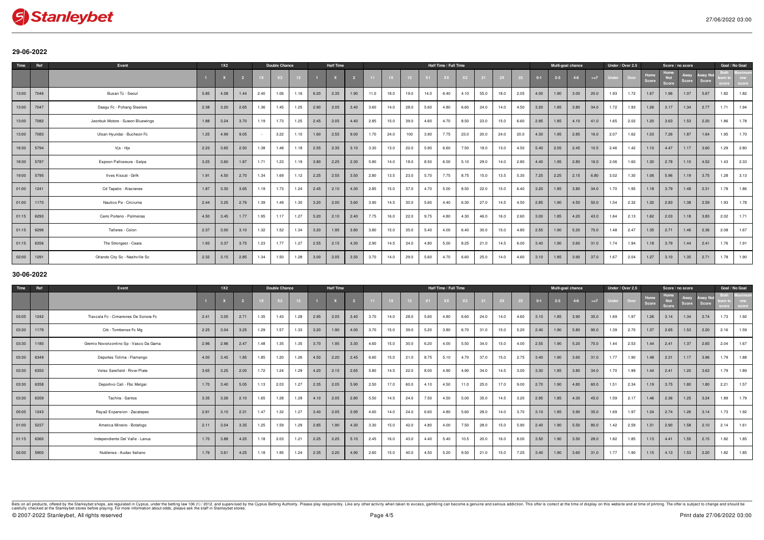## 29-06-2022

| Time | Ref | Event | 1X2 | | | Double Chance | | | Half Time | | | Half Time / Full Time | | | | | | | | | Multi-goal chance | | | | Under / Over 2.5 | | Score / no score | | | | Goal / No Goal | |
|---|---|---|---|---|---|---|---|---|---|---|---|---|---|---|---|---|---|---|---|---|---|---|---|---|---|---|---|---|---|---|---|---|
| | | | 1 | X | 2 | 1X | X2 | 12 | 1 | X | 2 | 11 | 1X | 12 | X1 | XX | X2 | 21 | 2X | 22 | 0-1 | 2-3 | 4-6 | >=7 | Under | Over | Home Score | Home Not Score | Away Score | Away Not Score | Both team to score | Maximum one score |
| 13:00 | 7046 | Busan Tc - Seoul | 5.85 | 4.08 | 1.44 | 2.40 | 1.06 | 1.16 | 6.20 | 2.35 | 1.90 | 11.0 | 18.0 | 19.0 | 14.0 | 6.40 | 4.10 | 55.0 | 18.0 | 2.05 | 4.00 | 1.90 | 3.00 | 20.0 | 1.93 | 1.72 | 1.67 | 1.96 | 1.07 | 5.67 | 1.82 | 1.82 |
| 13:00 | 7047 | Daegu Fc - Pohang Steelers | 2.38 | 3.20 | 2.65 | 1.36 | 1.45 | 1.25 | 2.90 | 2.05 | 3.40 | 3.60 | 14.0 | 28.0 | 5.60 | 4.80 | 6.60 | 24.0 | 14.0 | 4.50 | 3.20 | 1.85 | 3.80 | 34.0 | 1.72 | 1.93 | 1.26 | 3.17 | 1.34 | 2.77 | 1.71 | 1.94 |
| 13:00 | 7082 | Jeonbuk Motors - Suwon Bluewings | 1.88 | 3.24 | 3.70 | 1.19 | 1.73 | 1.25 | 2.45 | 2.05 | 4.40 | 2.85 | 15.0 | 39.0 | 4.60 | 4.70 | 8.50 | 23.0 | 15.0 | 6.60 | 2.95 | 1.85 | 4.10 | 41.0 | 1.65 | 2.02 | 1.20 | 3.63 | 1.53 | 2.20 | 1.86 | 1.78 |
| 13:00 | 7083 | Ulsan Hyundai - Bucheon Fc | 1.25 | 4.99 | 9.05 | - | 3.22 | 1.10 | 1.60 | 2.55 | 9.00 | 1.70 | 24.0 | 100 | 3.90 | 7.75 | 23.0 | 20.0 | 24.0 | 20.0 | 4.30 | 1.95 | 2.85 | 16.0 | 2.07 | 1.62 | 1.03 | 7.26 | 1.87 | 1.64 | 1.95 | 1.70 |
| 18:30 | 5794 | Vjs - Hjs | 2.23 | 3.65 | 2.50 | 1.38 | 1.48 | 1.18 | 2.55 | 2.35 | 3.10 | 3.30 | 13.0 | 22.0 | 5.90 | 6.60 | 7.50 | 18.0 | 13.0 | 4.50 | 5.40 | 2.05 | 2.45 | 10.5 | 2.46 | 1.42 | 1.10 | 4.47 | 1.17 | 3.60 | 1.29 | 2.80 |
| 18:30 | 5787 | Espoon Palloseura - Salpa | 3.25 | 3.60 | 1.87 | 1.71 | 1.23 | 1.19 | 3.80 | 2.25 | 2.30 | 5.80 | 14.0 | 18.0 | 8.50 | 6.00 | 5.10 | 29.0 | 14.0 | 2.80 | 4.40 | 1.95 | 2.80 | 16.0 | 2.06 | 1.60 | 1.30 | 2.78 | 1.10 | 4.52 | 1.43 | 2.33 |
| 19:00 | 5795 | Ilves Kissat - Grifk | 1.91 | 4.50 | 2.70 | 1.34 | 1.69 | 1.12 | 2.25 | 2.55 | 3.50 | 2.80 | 13.5 | 23.0 | 5.70 | 7.75 | 8.75 | 15.0 | 13.5 | 5.30 | 7.25 | 2.25 | 2.15 | 6.80 | 3.02 | 1.30 | 1.06 | 5.96 | 1.19 | 3.75 | 1.28 | 3.13 |
| 01:00 | 1241 | Cd Tapatio - Alacranes | 1.87 | 3.30 | 3.65 | 1.19 | 1.73 | 1.24 | 2.45 | 2.10 | 4.30 | 2.85 | 15.0 | 37.0 | 4.70 | 5.00 | 8.50 | 22.0 | 15.0 | 6.40 | 3.20 | 1.85 | 3.80 | 34.0 | 1.70 | 1.95 | 1.18 | 3.79 | 1.48 | 2.31 | 1.78 | 1.86 |
| 01:00 | 1170 | Nautico Pe - Criciuma | 2.44 | 3.25 | 2.76 | 1.39 | 1.49 | 1.30 | 3.20 | 2.00 | 3.60 | 3.90 | 14.5 | 30.0 | 5.60 | 4.40 | 6.30 | 27.0 | 14.5 | 4.50 | 2.85 | 1.90 | 4.50 | 50.0 | 1.54 | 2.32 | 1.32 | 2.83 | 1.38 | 2.59 | 1.93 | 1.78 |
| 01:15 | 6293 | Cerro Porteno - Palmeiras | 4.50 | 3.45 | 1.77 | 1.95 | 1.17 | 1.27 | 5.20 | 2.10 | 2.40 | 7.75 | 16.0 | 22.0 | 9.75 | 4.80 | 4.30 | 46.0 | 16.0 | 2.60 | 3.00 | 1.85 | 4.20 | 43.0 | 1.64 | 2.13 | 1.62 | 2.03 | 1.18 | 3.83 | 2.02 | 1.71 |
| 01:15 | 6296 | Talleres - Colon | 2.37 | 3.00 | 3.10 | 1.32 | 1.52 | 1.34 | 3.20 | 1.95 | 3.80 | 3.80 | 15.0 | 35.0 | 5.40 | 4.00 | 6.40 | 30.0 | 15.0 | 4.80 | 2.55 | 1.90 | 5.20 | 70.0 | 1.48 | 2.47 | 1.35 | 2.71 | 1.46 | 2.36 | 2.08 | 1.67 |
| 01:15 | 6356 | The Strongest - Ceara | 1.93 | 3.37 | 3.75 | 1.23 | 1.77 | 1.27 | 2.55 | 2.15 | 4.30 | 2.90 | 14.5 | 34.0 | 4.80 | 5.00 | 8.25 | 21.0 | 14.5 | 6.00 | 3.40 | 1.90 | 3.60 | 31.0 | 1.74 | 1.94 | 1.18 | 3.79 | 1.44 | 2.41 | 1.76 | 1.91 |
| 02:00 | 1291 | Orlando City Sc - Nashville Sc | 2.32 | 3.15 | 2.85 | 1.34 | 1.50 | 1.28 | 3.00 | 2.05 | 3.50 | 3.70 | 14.0 | 29.0 | 5.60 | 4.70 | 6.60 | 25.0 | 14.0 | 4.60 | 3.10 | 1.85 | 3.90 | 37.0 | 1.67 | 2.04 | 1.27 | 3.10 | 1.35 | 2.71 | 1.78 | 1.90 |

## 30-06-2022

| Time | Ref | Event | 1X2 | | | Double Chance | | | Half Time | | | Half Time / Full Time | | | | | | | | | Multi-goal chance | | | | Under / Over 2.5 | | Score / no score | | | | Goal / No Goal | |
|---|---|---|---|---|---|---|---|---|---|---|---|---|---|---|---|---|---|---|---|---|---|---|---|---|---|---|---|---|---|---|---|---|
| | | | 1 | X | 2 | 1X | X2 | 12 | 1 | X | 2 | 11 | 1X | 12 | X1 | XX | X2 | 21 | 2X | 22 | 0-1 | 2-3 | 4-6 | >=7 | Under | Over | Home Score | Home Not Score | Away Score | Away Not Score | Both team to score | Maximum one score |
| 03:05 | 1242 | Tlaxcala Fc - Cimarrones De Sonora Fc | 2.41 | 3.05 | 2.71 | 1.35 | 1.43 | 1.28 | 2.95 | 2.05 | 3.40 | 3.70 | 14.0 | 28.0 | 5.60 | 4.80 | 6.60 | 24.0 | 14.0 | 4.60 | 3.10 | 1.85 | 3.90 | 35.0 | 1.69 | 1.97 | 1.26 | 3.14 | 1.34 | 2.74 | 1.73 | 1.92 |
| 03:30 | 1179 | Crb - Tombense Fc Mg | 2.25 | 3.04 | 3.25 | 1.29 | 1.57 | 1.33 | 3.20 | 1.90 | 4.00 | 3.70 | 15.0 | 39.0 | 5.20 | 3.80 | 6.70 | 31.0 | 15.0 | 5.20 | 2.40 | 1.90 | 5.80 | 90.0 | 1.39 | 2.70 | 1.37 | 2.65 | 1.53 | 2.20 | 2.16 | 1.59 |
| 03:30 | 1180 | Gremio Novorizontino Sp - Vasco Da Gama | 2.96 | 2.96 | 2.47 | 1.48 | 1.35 | 1.35 | 3.70 | 1.95 | 3.30 | 4.60 | 15.0 | 30.0 | 6.20 | 4.00 | 5.50 | 34.0 | 15.0 | 4.00 | 2.55 | 1.90 | 5.20 | 70.0 | 1.44 | 2.53 | 1.44 | 2.41 | 1.37 | 2.65 | 2.04 | 1.67 |
| 03:30 | 6349 | Deportes Tolima - Flamengo | 4.00 | 3.45 | 1.85 | 1.85 | 1.20 | 1.26 | 4.50 | 2.20 | 2.45 | 6.60 | 15.0 | 21.0 | 8.75 | 5.10 | 4.70 | 37.0 | 15.0 | 2.75 | 3.40 | 1.90 | 3.60 | 31.0 | 1.77 | 1.90 | 1.48 | 2.31 | 1.17 | 3.96 | 1.79 | 1.88 |
| 03:30 | 6350 | Velez Sarsfield - River Plate | 3.65 | 3.25 | 2.00 | 1.72 | 1.24 | 1.29 | 4.20 | 2.15 | 2.65 | 5.80 | 14.5 | 22.0 | 8.00 | 4.90 | 4.90 | 34.0 | 14.5 | 3.00 | 3.30 | 1.85 | 3.80 | 34.0 | 1.70 | 1.99 | 1.44 | 2.41 | 1.20 | 3.63 | 1.79 | 1.89 |
| 03:30 | 6358 | Deportivo Cali - Fbc Melgar | 1.70 | 3.40 | 5.05 | 1.13 | 2.03 | 1.27 | 2.35 | 2.05 | 5.90 | 2.50 | 17.0 | 60.0 | 4.10 | 4.50 | 11.0 | 25.0 | 17.0 | 9.00 | 2.70 | 1.90 | 4.80 | 60.0 | 1.51 | 2.34 | 1.19 | 3.75 | 1.80 | 1.80 | 2.21 | 1.57 |
| 03:30 | 6359 | Tachira - Santos | 3.35 | 3.26 | 2.10 | 1.65 | 1.28 | 1.29 | 4.10 | 2.05 | 2.80 | 5.50 | 14.5 | 24.0 | 7.50 | 4.50 | 5.00 | 35.0 | 14.5 | 3.20 | 2.95 | 1.85 | 4.30 | 45.0 | 1.59 | 2.17 | 1.46 | 2.36 | 1.25 | 3.24 | 1.89 | 1.79 |
| 05:05 | 1243 | Raya2 Expansion - Zacatepec | 2.81 | 3.10 | 2.31 | 1.47 | 1.32 | 1.27 | 3.40 | 2.05 | 2.95 | 4.60 | 14.0 | 24.0 | 6.60 | 4.80 | 5.60 | 28.0 | 14.0 | 3.70 | 3.10 | 1.85 | 3.90 | 35.0 | 1.69 | 1.97 | 1.34 | 2.74 | 1.26 | 3.14 | 1.73 | 1.92 |
| 01:00 | 5237 | America Mineiro - Botafogo | 2.11 | 3.04 | 3.35 | 1.25 | 1.59 | 1.29 | 2.85 | 1.90 | 4.30 | 3.30 | 15.0 | 42.0 | 4.80 | 4.00 | 7.50 | 28.0 | 15.0 | 5.90 | 2.40 | 1.90 | 5.50 | 80.0 | 1.42 | 2.59 | 1.31 | 2.90 | 1.58 | 2.10 | 2.14 | 1.61 |
| 01:15 | 6360 | Independiente Del Valle - Lanus | 1.70 | 3.88 | 4.25 | 1.18 | 2.03 | 1.21 | 2.25 | 2.25 | 5.10 | 2.45 | 16.0 | 43.0 | 4.40 | 5.40 | 10.5 | 20.0 | 16.0 | 8.00 | 3.50 | 1.90 | 3.50 | 28.0 | 1.82 | 1.85 | 1.13 | 4.41 | 1.55 | 2.15 | 1.82 | 1.85 |
| 02:00 | 5900 | Nublense - Audax Italiano | 1.76 | 3.61 | 4.25 | 1.18 | 1.95 | 1.24 | 2.35 | 2.20 | 4.90 | 2.60 | 15.0 | 40.0 | 4.50 | 5.20 | 9.50 | 21.0 | 15.0 | 7.25 | 3.40 | 1.90 | 3.60 | 31.0 | 1.77 | 1.90 | 1.15 | 4.13 | 1.53 | 2.20 | 1.82 | 1.85 |

Bets on all products, offered by the Stanleybet shops, are regulated in Cyprus, under the betting law 106 (I) / 2012, and supervised by the Cyprus Betting Authority. Please play responsibly. Like any other activity when taken to excess, gambling can become a genuine and serious addiction. This offer is correct at the time of display on this website and at time of printing. The offer is subject to change and should be carefully checked at the Stanleybet stores before playing. For more information about odds, please ask the staff in Stanleybet stores.

© 2007-2022 Stanleybet, All rights reserved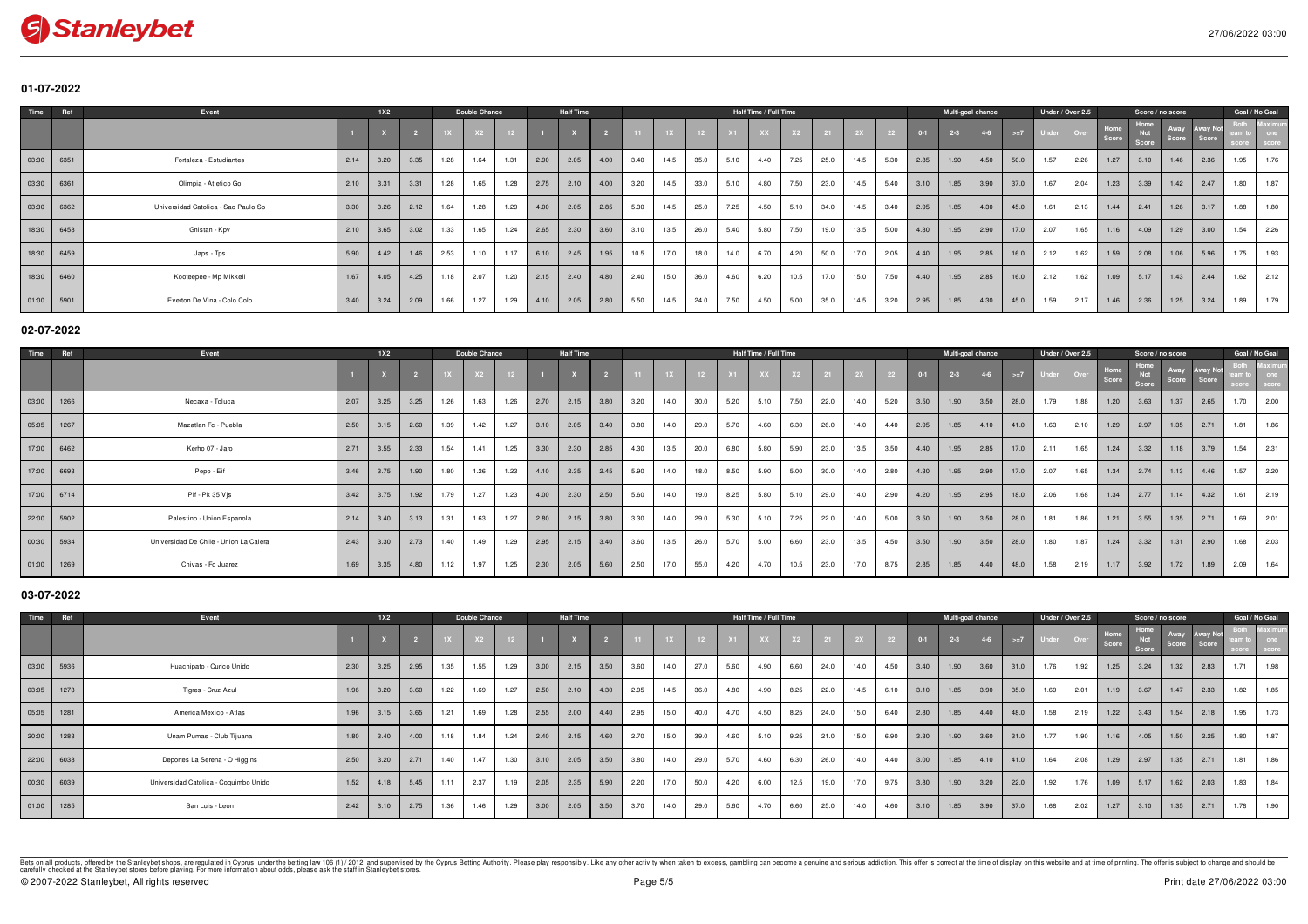## 01-07-2022

| Time | Ref | Event | 1X2 | | | Double Chance | | | Half Time | | | Half Time / Full Time | | | | | | | | | Multi-goal chance | | | | Under / Over 2.5 | | Score / no score | | | | Goal / No Goal | |
|---|---|---|---|---|---|---|---|---|---|---|---|---|---|---|---|---|---|---|---|---|---|---|---|---|---|---|---|---|---|---|---|---|
| | | | 1 | X | 2 | 1X | X2 | 12 | 1 | X | 2 | 11 | 1X | 12 | X1 | XX | X2 | 21 | 2X | 22 | 0-1 | 2-3 | 4-6 | >=7 | Under | Over | Home Score | Home Not Score | Away Score | Away Not Score | Both team to score | Maximum one score |
| 03:30 | 6351 | Fortaleza - Estudiantes | 2.14 | 3.20 | 3.35 | 1.28 | 1.64 | 1.31 | 2.90 | 2.05 | 4.00 | 3.40 | 14.5 | 35.0 | 5.10 | 4.40 | 7.25 | 25.0 | 14.5 | 5.30 | 2.85 | 1.90 | 4.50 | 50.0 | 1.57 | 2.26 | 1.27 | 3.10 | 1.46 | 2.36 | 1.95 | 1.76 |
| 03:30 | 6361 | Olimpia - Atletico Go | 2.10 | 3.31 | 3.31 | 1.28 | 1.65 | 1.28 | 2.75 | 2.10 | 4.00 | 3.20 | 14.5 | 33.0 | 5.10 | 4.80 | 7.50 | 23.0 | 14.5 | 5.40 | 3.10 | 1.85 | 3.90 | 37.0 | 1.67 | 2.04 | 1.23 | 3.39 | 1.42 | 2.47 | 1.80 | 1.87 |
| 03:30 | 6362 | Universidad Catolica - Sao Paulo Sp | 3.30 | 3.26 | 2.12 | 1.64 | 1.28 | 1.29 | 4.00 | 2.05 | 2.85 | 5.30 | 14.5 | 25.0 | 7.25 | 4.50 | 5.10 | 34.0 | 14.5 | 3.40 | 2.95 | 1.85 | 4.30 | 45.0 | 1.61 | 2.13 | 1.44 | 2.41 | 1.26 | 3.17 | 1.88 | 1.80 |
| 18:30 | 6458 | Gnistan - Kpv | 2.10 | 3.65 | 3.02 | 1.33 | 1.65 | 1.24 | 2.65 | 2.30 | 3.60 | 3.10 | 13.5 | 26.0 | 5.40 | 5.80 | 7.50 | 19.0 | 13.5 | 5.00 | 4.30 | 1.95 | 2.90 | 17.0 | 2.07 | 1.65 | 1.16 | 4.09 | 1.29 | 3.00 | 1.54 | 2.26 |
| 18:30 | 6459 | Japs - Tps | 5.90 | 4.42 | 1.46 | 2.53 | 1.10 | 1.17 | 6.10 | 2.45 | 1.95 | 10.5 | 17.0 | 18.0 | 14.0 | 6.70 | 4.20 | 50.0 | 17.0 | 2.05 | 4.40 | 1.95 | 2.85 | 16.0 | 2.12 | 1.62 | 1.59 | 2.08 | 1.06 | 5.96 | 1.75 | 1.93 |
| 18:30 | 6460 | Kooteepee - Mp Mikkeli | 1.67 | 4.05 | 4.25 | 1.18 | 2.07 | 1.20 | 2.15 | 2.40 | 4.80 | 2.40 | 15.0 | 36.0 | 4.60 | 6.20 | 10.5 | 17.0 | 15.0 | 7.50 | 4.40 | 1.95 | 2.85 | 16.0 | 2.12 | 1.62 | 1.09 | 5.17 | 1.43 | 2.44 | 1.62 | 2.12 |
| 01:00 | 5901 | Everton De Vina - Colo Colo | 3.40 | 3.24 | 2.09 | 1.66 | 1.27 | 1.29 | 4.10 | 2.05 | 2.80 | 5.50 | 14.5 | 24.0 | 7.50 | 4.50 | 5.00 | 35.0 | 14.5 | 3.20 | 2.95 | 1.85 | 4.30 | 45.0 | 1.59 | 2.17 | 1.46 | 2.36 | 1.25 | 3.24 | 1.89 | 1.79 |

## 02-07-2022

| Time | Ref | Event | 1X2 | | | Double Chance | | | Half Time | | | Half Time / Full Time | | | | | | | | | Multi-goal chance | | | | Under / Over 2.5 | | Score / no score | | | | Goal / No Goal | |
|---|---|---|---|---|---|---|---|---|---|---|---|---|---|---|---|---|---|---|---|---|---|---|---|---|---|---|---|---|---|---|---|---|
| | | | 1 | X | 2 | 1X | X2 | 12 | 1 | X | 2 | 11 | 1X | 12 | X1 | XX | X2 | 21 | 2X | 22 | 0-1 | 2-3 | 4-6 | >=7 | Under | Over | Home Score | Home Not Score | Away Score | Away Not Score | Both team to score | Maximum one score |
| 03:00 | 1266 | Necaxa - Toluca | 2.07 | 3.25 | 3.25 | 1.26 | 1.63 | 1.26 | 2.70 | 2.15 | 3.80 | 3.20 | 14.0 | 30.0 | 5.20 | 5.10 | 7.50 | 22.0 | 14.0 | 5.20 | 3.50 | 1.90 | 3.50 | 28.0 | 1.79 | 1.88 | 1.20 | 3.63 | 1.37 | 2.65 | 1.70 | 2.00 |
| 05:05 | 1267 | Mazatlan Fc - Puebla | 2.50 | 3.15 | 2.60 | 1.39 | 1.42 | 1.27 | 3.10 | 2.05 | 3.40 | 3.80 | 14.0 | 29.0 | 5.70 | 4.60 | 6.30 | 26.0 | 14.0 | 4.40 | 2.95 | 1.85 | 4.10 | 41.0 | 1.63 | 2.10 | 1.29 | 2.97 | 1.35 | 2.71 | 1.81 | 1.86 |
| 17:00 | 6462 | Kerho 07 - Jaro | 2.71 | 3.55 | 2.33 | 1.54 | 1.41 | 1.25 | 3.30 | 2.30 | 2.85 | 4.30 | 13.5 | 20.0 | 6.80 | 5.80 | 5.90 | 23.0 | 13.5 | 3.50 | 4.40 | 1.95 | 2.85 | 17.0 | 2.11 | 1.65 | 1.24 | 3.32 | 1.18 | 3.79 | 1.54 | 2.31 |
| 17:00 | 6693 | Pepo - Eif | 3.46 | 3.75 | 1.90 | 1.80 | 1.26 | 1.23 | 4.10 | 2.35 | 2.45 | 5.90 | 14.0 | 18.0 | 8.50 | 5.90 | 5.00 | 30.0 | 14.0 | 2.80 | 4.30 | 1.95 | 2.90 | 17.0 | 2.07 | 1.65 | 1.34 | 2.74 | 1.13 | 4.46 | 1.57 | 2.20 |
| 17:00 | 6714 | Pif - Pk 35 Vjs | 3.42 | 3.75 | 1.92 | 1.79 | 1.27 | 1.23 | 4.00 | 2.30 | 2.50 | 5.60 | 14.0 | 19.0 | 8.25 | 5.80 | 5.10 | 29.0 | 14.0 | 2.90 | 4.20 | 1.95 | 2.95 | 18.0 | 2.06 | 1.68 | 1.34 | 2.77 | 1.14 | 4.32 | 1.61 | 2.19 |
| 22:00 | 5902 | Palestino - Union Espanola | 2.14 | 3.40 | 3.13 | 1.31 | 1.63 | 1.27 | 2.80 | 2.15 | 3.80 | 3.30 | 14.0 | 29.0 | 5.30 | 5.10 | 7.25 | 22.0 | 14.0 | 5.00 | 3.50 | 1.90 | 3.50 | 28.0 | 1.81 | 1.86 | 1.21 | 3.55 | 1.35 | 2.71 | 1.69 | 2.01 |
| 00:30 | 5934 | Universidad De Chile - Union La Calera | 2.43 | 3.30 | 2.73 | 1.40 | 1.49 | 1.29 | 2.95 | 2.15 | 3.40 | 3.60 | 13.5 | 26.0 | 5.70 | 5.00 | 6.60 | 23.0 | 13.5 | 4.50 | 3.50 | 1.90 | 3.50 | 28.0 | 1.80 | 1.87 | 1.24 | 3.32 | 1.31 | 2.90 | 1.68 | 2.03 |
| 01:00 | 1269 | Chivas - Fc Juarez | 1.69 | 3.35 | 4.80 | 1.12 | 1.97 | 1.25 | 2.30 | 2.05 | 5.60 | 2.50 | 17.0 | 55.0 | 4.20 | 4.70 | 10.5 | 23.0 | 17.0 | 8.75 | 2.85 | 1.85 | 4.40 | 48.0 | 1.58 | 2.19 | 1.17 | 3.92 | 1.72 | 1.89 | 2.09 | 1.64 |

## 03-07-2022

| Time | Ref | Event | 1X2 | | | Double Chance | | | Half Time | | | Half Time / Full Time | | | | | | | | | Multi-goal chance | | | | Under / Over 2.5 | | Score / no score | | | | Goal / No Goal | |
|---|---|---|---|---|---|---|---|---|---|---|---|---|---|---|---|---|---|---|---|---|---|---|---|---|---|---|---|---|---|---|---|---|
| | | | 1 | X | 2 | 1X | X2 | 12 | 1 | X | 2 | 11 | 1X | 12 | X1 | XX | X2 | 21 | 2X | 22 | 0-1 | 2-3 | 4-6 | >=7 | Under | Over | Home Score | Home Not Score | Away Score | Away Not Score | Both team to score | Maximum one score |
| 03:00 | 5936 | Huachipato - Curico Unido | 2.30 | 3.25 | 2.95 | 1.35 | 1.55 | 1.29 | 3.00 | 2.15 | 3.50 | 3.60 | 14.0 | 27.0 | 5.60 | 4.90 | 6.60 | 24.0 | 14.0 | 4.50 | 3.40 | 1.90 | 3.60 | 31.0 | 1.76 | 1.92 | 1.25 | 3.24 | 1.32 | 2.83 | 1.71 | 1.98 |
| 03:05 | 1273 | Tigres - Cruz Azul | 1.96 | 3.20 | 3.60 | 1.22 | 1.69 | 1.27 | 2.50 | 2.10 | 4.30 | 2.95 | 14.5 | 36.0 | 4.80 | 4.90 | 8.25 | 22.0 | 14.5 | 6.10 | 3.10 | 1.85 | 3.90 | 35.0 | 1.69 | 2.01 | 1.19 | 3.67 | 1.47 | 2.33 | 1.82 | 1.85 |
| 05:05 | 1281 | America Mexico - Atlas | 1.96 | 3.15 | 3.65 | 1.21 | 1.69 | 1.28 | 2.55 | 2.00 | 4.40 | 2.95 | 15.0 | 40.0 | 4.70 | 4.50 | 8.25 | 24.0 | 15.0 | 6.40 | 2.80 | 1.85 | 4.40 | 48.0 | 1.58 | 2.19 | 1.22 | 3.43 | 1.54 | 2.18 | 1.95 | 1.73 |
| 20:00 | 1283 | Unam Pumas - Club Tijuana | 1.80 | 3.40 | 4.00 | 1.18 | 1.84 | 1.24 | 2.40 | 2.15 | 4.60 | 2.70 | 15.0 | 39.0 | 4.60 | 5.10 | 9.25 | 21.0 | 15.0 | 6.90 | 3.30 | 1.90 | 3.60 | 31.0 | 1.77 | 1.90 | 1.16 | 4.05 | 1.50 | 2.25 | 1.80 | 1.87 |
| 22:00 | 6038 | Deportes La Serena - O Higgins | 2.50 | 3.20 | 2.71 | 1.40 | 1.47 | 1.30 | 3.10 | 2.05 | 3.50 | 3.80 | 14.0 | 29.0 | 5.70 | 4.60 | 6.30 | 26.0 | 14.0 | 4.40 | 3.00 | 1.85 | 4.10 | 41.0 | 1.64 | 2.08 | 1.29 | 2.97 | 1.35 | 2.71 | 1.81 | 1.86 |
| 00:30 | 6039 | Universidad Catolica - Coquimbo Unido | 1.52 | 4.18 | 5.45 | 1.11 | 2.37 | 1.19 | 2.05 | 2.35 | 5.90 | 2.20 | 17.0 | 50.0 | 4.20 | 6.00 | 12.5 | 19.0 | 17.0 | 9.75 | 3.80 | 1.90 | 3.20 | 22.0 | 1.92 | 1.76 | 1.09 | 5.17 | 1.62 | 2.03 | 1.83 | 1.84 |
| 01:00 | 1285 | San Luis - Leon | 2.42 | 3.10 | 2.75 | 1.36 | 1.46 | 1.29 | 3.00 | 2.05 | 3.50 | 3.70 | 14.0 | 29.0 | 5.60 | 4.70 | 6.60 | 25.0 | 14.0 | 4.60 | 3.10 | 1.85 | 3.90 | 37.0 | 1.68 | 2.02 | 1.27 | 3.10 | 1.35 | 2.71 | 1.78 | 1.90 |

Bets on all products, offered by the Stanleybet shops, are regulated in Cyprus, under the betting law 106 (I) / 2012, and supervised by the Cyprus Betting Authority. Please play responsibly. Like any other activity when taken to excess, gambling can become a genuine and serious addiction. This offer is correct at the time of display on this website and at time of printing. The offer is subject to change and should be carefully checked at the Stanleybet stores before playing. For more information about odds, please ask the staff in Stanleybet stores.

© 2007-2022 Stanleybet, All rights reserved

Print date 27/06/2022 03:00